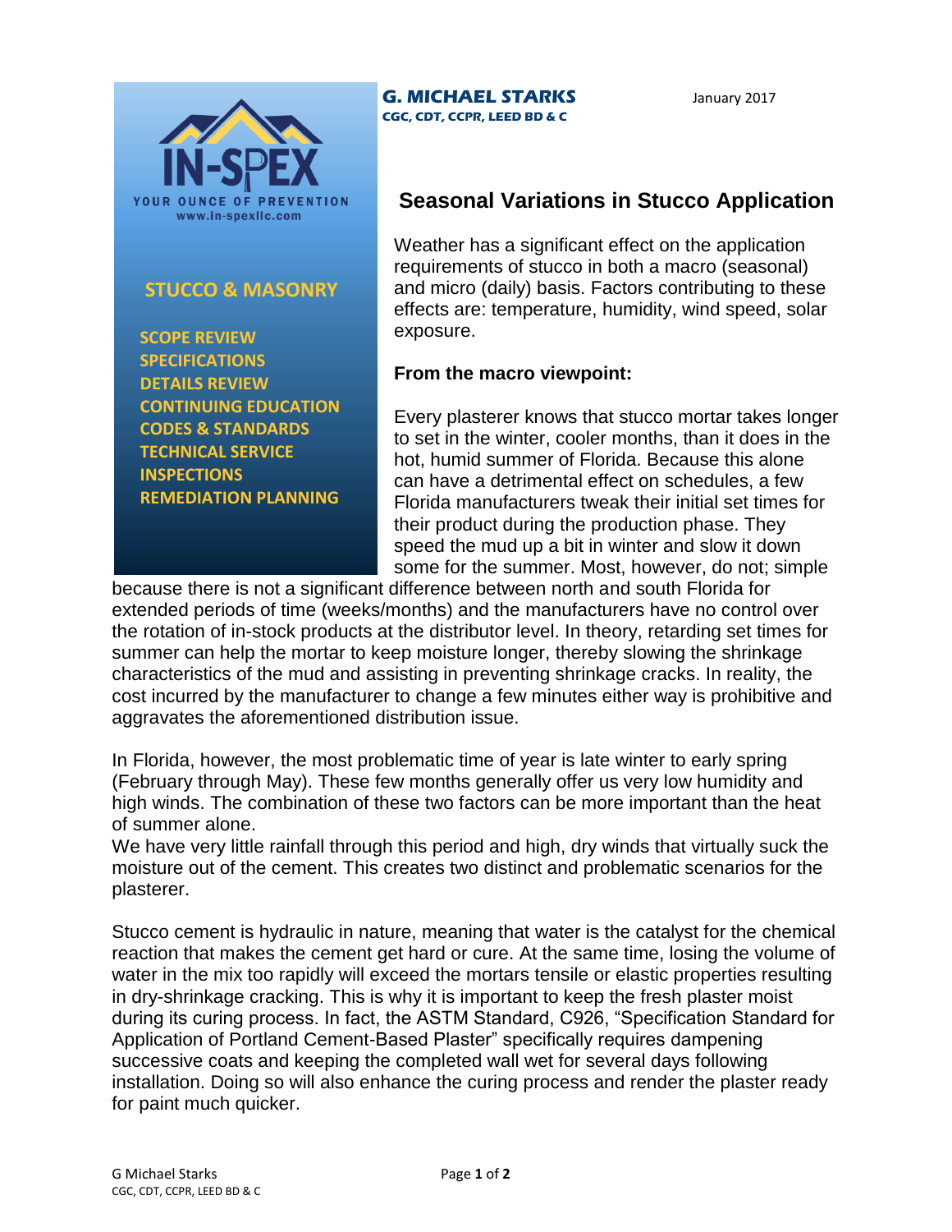IN-SPEX

YOUR OUNCE OF PREVENTION

www.in-spexllc.com

**STUCCO & MASONRY**

- SCOPE REVIEW
- SPECIFICATIONS
- DETAILS REVIEW
- CONTINUING EDUCATION
- CODES & STANDARDS
- TECHNICAL SERVICE
- INSPECTIONS
- REMEDIATION PLANNING

**G. MICHAEL STARKS**
**CGC, CDT, CCPR, LEED BD & C**

January 2017

# Seasonal Variations in Stucco Application

Weather has a significant effect on the application requirements of stucco in both a macro (seasonal) and micro (daily) basis. Factors contributing to these effects are: temperature, humidity, wind speed, solar exposure.

**From the macro viewpoint:**

Every plasterer knows that stucco mortar takes longer to set in the winter, cooler months, than it does in the hot, humid summer of Florida. Because this alone can have a detrimental effect on schedules, a few Florida manufacturers tweak their initial set times for their product during the production phase. They speed the mud up a bit in winter and slow it down some for the summer. Most, however, do not; simple because there is not a significant difference between north and south Florida for extended periods of time (weeks/months) and the manufacturers have no control over the rotation of in-stock products at the distributor level. In theory, retarding set times for summer can help the mortar to keep moisture longer, thereby slowing the shrinkage characteristics of the mud and assisting in preventing shrinkage cracks. In reality, the cost incurred by the manufacturer to change a few minutes either way is prohibitive and aggravates the aforementioned distribution issue.

In Florida, however, the most problematic time of year is late winter to early spring (February through May). These few months generally offer us very low humidity and high winds. The combination of these two factors can be more important than the heat of summer alone.
We have very little rainfall through this period and high, dry winds that virtually suck the moisture out of the cement. This creates two distinct and problematic scenarios for the plasterer.

Stucco cement is hydraulic in nature, meaning that water is the catalyst for the chemical reaction that makes the cement get hard or cure. At the same time, losing the volume of water in the mix too rapidly will exceed the mortars tensile or elastic properties resulting in dry-shrinkage cracking. This is why it is important to keep the fresh plaster moist during its curing process. In fact, the ASTM Standard, C926, "Specification Standard for Application of Portland Cement-Based Plaster" specifically requires dampening successive coats and keeping the completed wall wet for several days following installation. Doing so will also enhance the curing process and render the plaster ready for paint much quicker.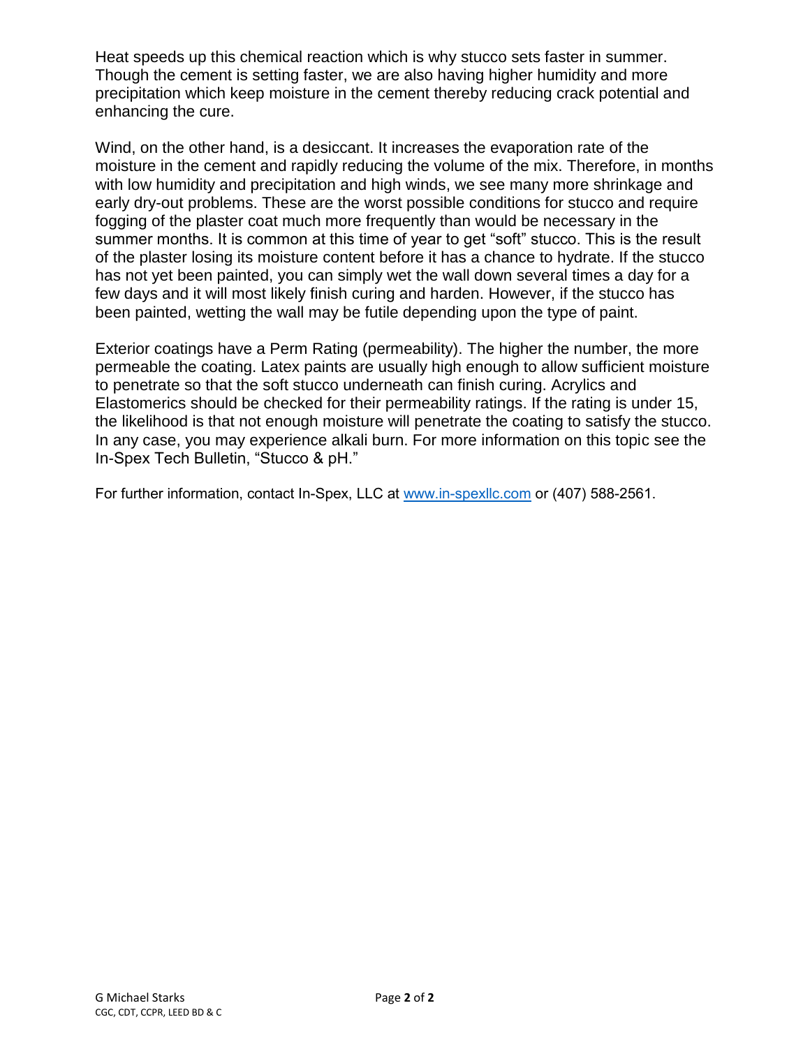Heat speeds up this chemical reaction which is why stucco sets faster in summer. Though the cement is setting faster, we are also having higher humidity and more precipitation which keep moisture in the cement thereby reducing crack potential and enhancing the cure.

Wind, on the other hand, is a desiccant. It increases the evaporation rate of the moisture in the cement and rapidly reducing the volume of the mix. Therefore, in months with low humidity and precipitation and high winds, we see many more shrinkage and early dry-out problems. These are the worst possible conditions for stucco and require fogging of the plaster coat much more frequently than would be necessary in the summer months. It is common at this time of year to get "soft" stucco. This is the result of the plaster losing its moisture content before it has a chance to hydrate. If the stucco has not yet been painted, you can simply wet the wall down several times a day for a few days and it will most likely finish curing and harden. However, if the stucco has been painted, wetting the wall may be futile depending upon the type of paint.

Exterior coatings have a Perm Rating (permeability). The higher the number, the more permeable the coating. Latex paints are usually high enough to allow sufficient moisture to penetrate so that the soft stucco underneath can finish curing. Acrylics and Elastomerics should be checked for their permeability ratings. If the rating is under 15, the likelihood is that not enough moisture will penetrate the coating to satisfy the stucco. In any case, you may experience alkali burn. For more information on this topic see the In-Spex Tech Bulletin, "Stucco & pH."

For further information, contact In-Spex, LLC at www.in-spexllc.com or (407) 588-2561.

G Michael Starks
CGC, CDT, CCPR, LEED BD & C